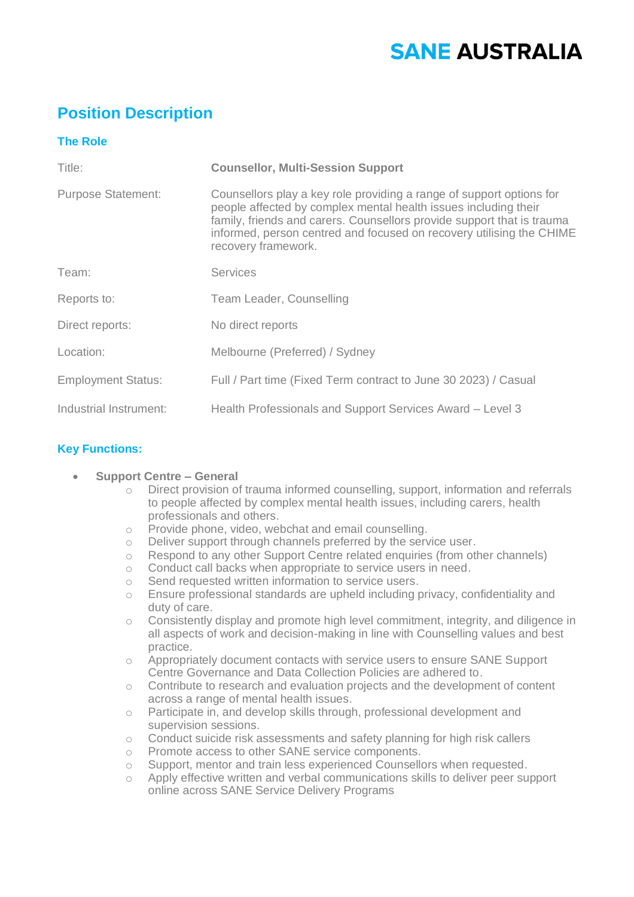SANE AUSTRALIA

# Position Description

## The Role

| | |
|---|---|
| Title: | **Counsellor, Multi-Session Support** |
| Purpose Statement: | Counsellors play a key role providing a range of support options for people affected by complex mental health issues including their family, friends and carers. Counsellors provide support that is trauma informed, person centred and focused on recovery utilising the CHIME recovery framework. |
| Team: | Services |
| Reports to: | Team Leader, Counselling |
| Direct reports: | No direct reports |
| Location: | Melbourne (Preferred) / Sydney |
| Employment Status: | Full / Part time (Fixed Term contract to June 30 2023) / Casual |
| Industrial Instrument: | Health Professionals and Support Services Award – Level 3 |

## Key Functions:

- **Support Centre – General**
  - Direct provision of trauma informed counselling, support, information and referrals to people affected by complex mental health issues, including carers, health professionals and others.
  - Provide phone, video, webchat and email counselling.
  - Deliver support through channels preferred by the service user.
  - Respond to any other Support Centre related enquiries (from other channels)
  - Conduct call backs when appropriate to service users in need.
  - Send requested written information to service users.
  - Ensure professional standards are upheld including privacy, confidentiality and duty of care.
  - Consistently display and promote high level commitment, integrity, and diligence in all aspects of work and decision-making in line with Counselling values and best practice.
  - Appropriately document contacts with service users to ensure SANE Support Centre Governance and Data Collection Policies are adhered to.
  - Contribute to research and evaluation projects and the development of content across a range of mental health issues.
  - Participate in, and develop skills through, professional development and supervision sessions.
  - Conduct suicide risk assessments and safety planning for high risk callers
  - Promote access to other SANE service components.
  - Support, mentor and train less experienced Counsellors when requested.
  - Apply effective written and verbal communications skills to deliver peer support online across SANE Service Delivery Programs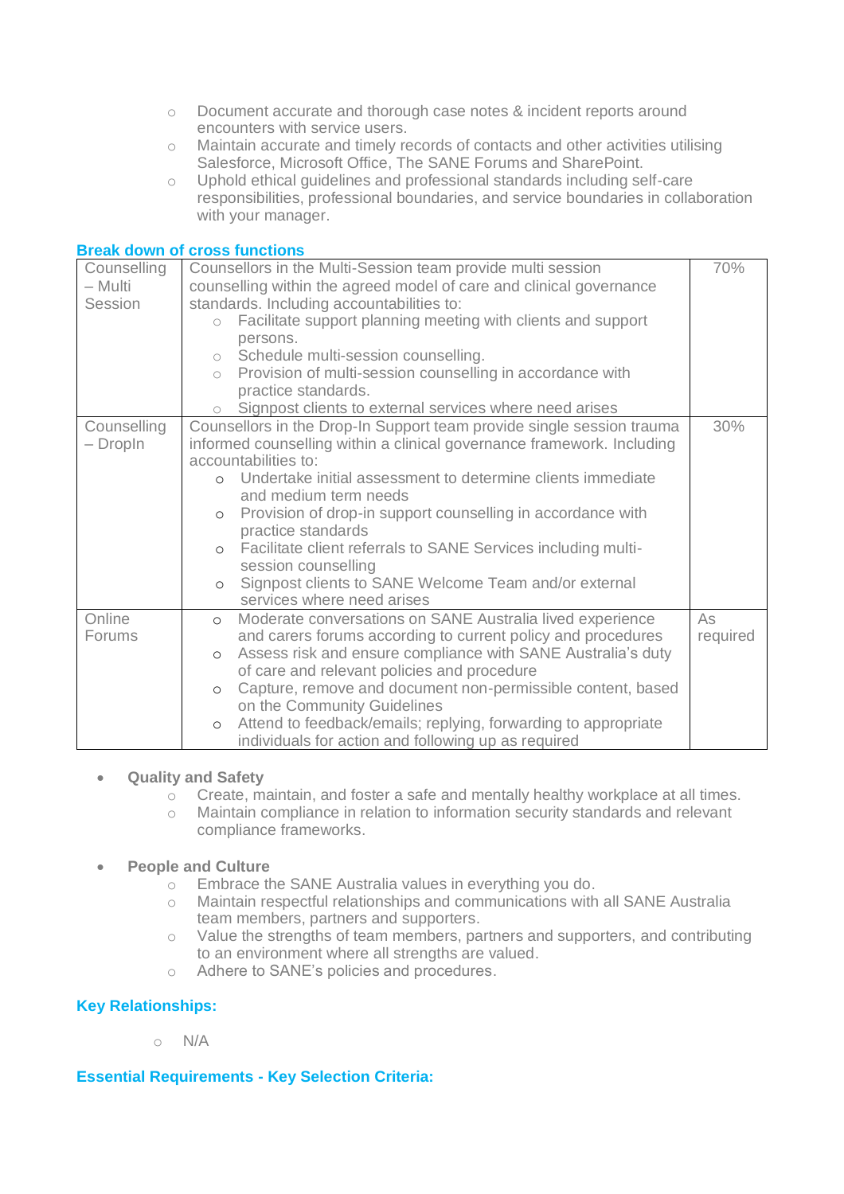- Document accurate and thorough case notes & incident reports around encounters with service users.
- Maintain accurate and timely records of contacts and other activities utilising Salesforce, Microsoft Office, The SANE Forums and SharePoint.
- Uphold ethical guidelines and professional standards including self-care responsibilities, professional boundaries, and service boundaries in collaboration with your manager.

### Break down of cross functions

| | | |
|---|---|---|
| Counselling – Multi Session | Counsellors in the Multi-Session team provide multi session counselling within the agreed model of care and clinical governance standards. Including accountabilities to:<br>○ Facilitate support planning meeting with clients and support persons.<br>○ Schedule multi-session counselling.<br>○ Provision of multi-session counselling in accordance with practice standards.<br>○ Signpost clients to external services where need arises | 70% |
| Counselling – DropIn | Counsellors in the Drop-In Support team provide single session trauma informed counselling within a clinical governance framework. Including accountabilities to:<br>○ Undertake initial assessment to determine clients immediate and medium term needs<br>○ Provision of drop-in support counselling in accordance with practice standards<br>○ Facilitate client referrals to SANE Services including multi-session counselling<br>○ Signpost clients to SANE Welcome Team and/or external services where need arises | 30% |
| Online Forums | ○ Moderate conversations on SANE Australia lived experience and carers forums according to current policy and procedures<br>○ Assess risk and ensure compliance with SANE Australia's duty of care and relevant policies and procedure<br>○ Capture, remove and document non-permissible content, based on the Community Guidelines<br>○ Attend to feedback/emails; replying, forwarding to appropriate individuals for action and following up as required | As required |

- **Quality and Safety**
  - Create, maintain, and foster a safe and mentally healthy workplace at all times.
  - Maintain compliance in relation to information security standards and relevant compliance frameworks.

- **People and Culture**
  - Embrace the SANE Australia values in everything you do.
  - Maintain respectful relationships and communications with all SANE Australia team members, partners and supporters.
  - Value the strengths of team members, partners and supporters, and contributing to an environment where all strengths are valued.
  - Adhere to SANE's policies and procedures.

### Key Relationships:

- N/A

### Essential Requirements - Key Selection Criteria: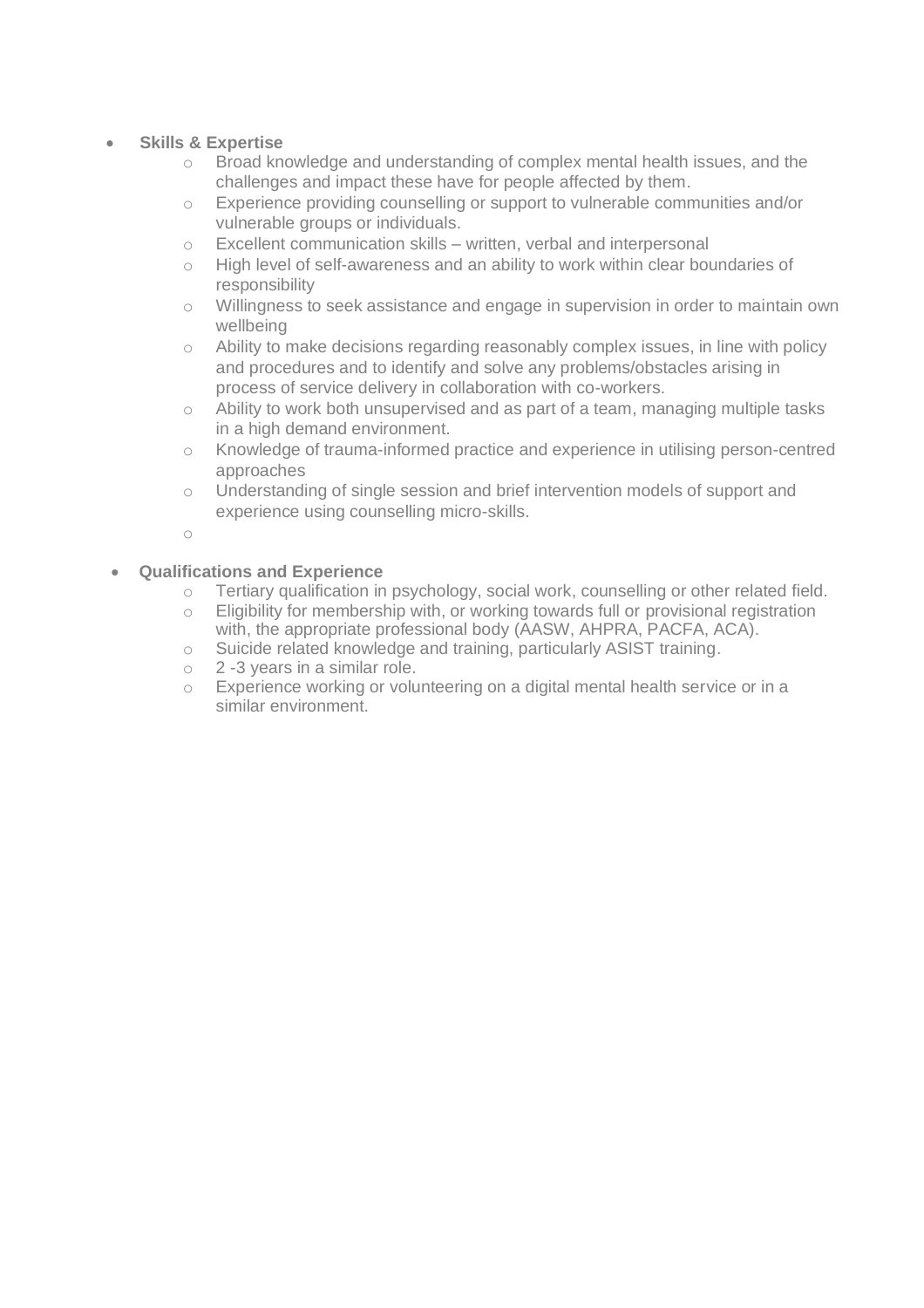- **Skills & Expertise**
  - Broad knowledge and understanding of complex mental health issues, and the challenges and impact these have for people affected by them.
  - Experience providing counselling or support to vulnerable communities and/or vulnerable groups or individuals.
  - Excellent communication skills – written, verbal and interpersonal
  - High level of self-awareness and an ability to work within clear boundaries of responsibility
  - Willingness to seek assistance and engage in supervision in order to maintain own wellbeing
  - Ability to make decisions regarding reasonably complex issues, in line with policy and procedures and to identify and solve any problems/obstacles arising in process of service delivery in collaboration with co-workers.
  - Ability to work both unsupervised and as part of a team, managing multiple tasks in a high demand environment.
  - Knowledge of trauma-informed practice and experience in utilising person-centred approaches
  - Understanding of single session and brief intervention models of support and experience using counselling micro-skills.

- **Qualifications and Experience**
  - Tertiary qualification in psychology, social work, counselling or other related field.
  - Eligibility for membership with, or working towards full or provisional registration with, the appropriate professional body (AASW, AHPRA, PACFA, ACA).
  - Suicide related knowledge and training, particularly ASIST training.
  - 2 -3 years in a similar role.
  - Experience working or volunteering on a digital mental health service or in a similar environment.